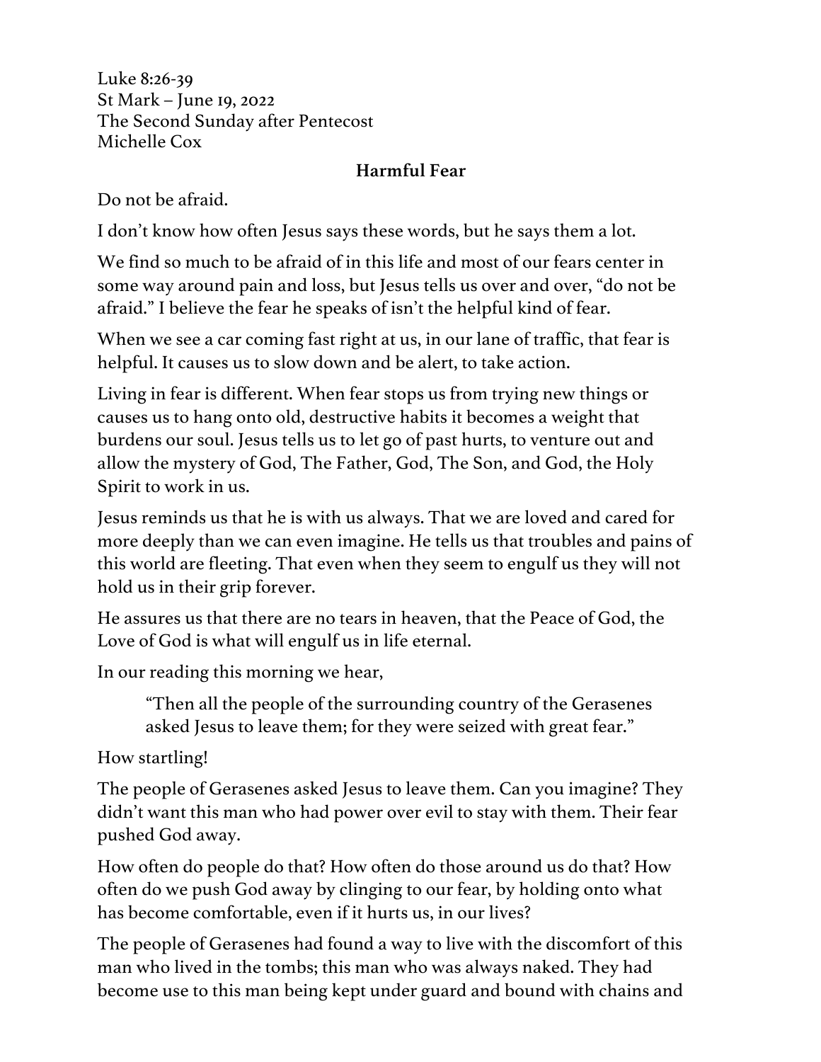Luke 8:26-39
St Mark – June 19, 2022
The Second Sunday after Pentecost
Michelle Cox

## Harmful Fear

Do not be afraid.

I don't know how often Jesus says these words, but he says them a lot.

We find so much to be afraid of in this life and most of our fears center in some way around pain and loss, but Jesus tells us over and over, "do not be afraid." I believe the fear he speaks of isn't the helpful kind of fear.

When we see a car coming fast right at us, in our lane of traffic, that fear is helpful. It causes us to slow down and be alert, to take action.

Living in fear is different. When fear stops us from trying new things or causes us to hang onto old, destructive habits it becomes a weight that burdens our soul. Jesus tells us to let go of past hurts, to venture out and allow the mystery of God, The Father, God, The Son, and God, the Holy Spirit to work in us.

Jesus reminds us that he is with us always. That we are loved and cared for more deeply than we can even imagine. He tells us that troubles and pains of this world are fleeting. That even when they seem to engulf us they will not hold us in their grip forever.

He assures us that there are no tears in heaven, that the Peace of God, the Love of God is what will engulf us in life eternal.

In our reading this morning we hear,

> "Then all the people of the surrounding country of the Gerasenes asked Jesus to leave them; for they were seized with great fear."

How startling!

The people of Gerasenes asked Jesus to leave them. Can you imagine? They didn't want this man who had power over evil to stay with them. Their fear pushed God away.

How often do people do that? How often do those around us do that? How often do we push God away by clinging to our fear, by holding onto what has become comfortable, even if it hurts us, in our lives?

The people of Gerasenes had found a way to live with the discomfort of this man who lived in the tombs; this man who was always naked. They had become use to this man being kept under guard and bound with chains and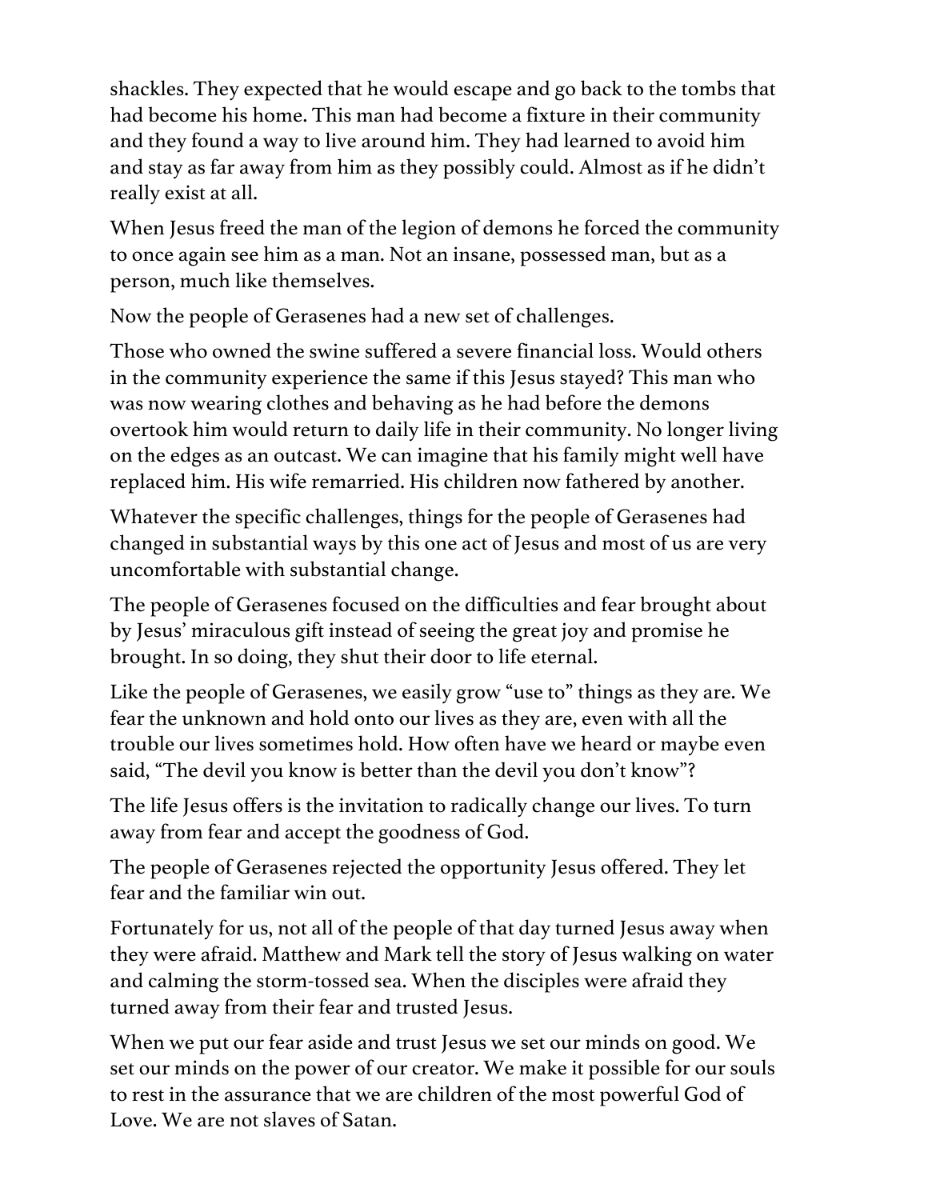shackles. They expected that he would escape and go back to the tombs that had become his home. This man had become a fixture in their community and they found a way to live around him. They had learned to avoid him and stay as far away from him as they possibly could. Almost as if he didn't really exist at all.

When Jesus freed the man of the legion of demons he forced the community to once again see him as a man. Not an insane, possessed man, but as a person, much like themselves.

Now the people of Gerasenes had a new set of challenges.

Those who owned the swine suffered a severe financial loss. Would others in the community experience the same if this Jesus stayed? This man who was now wearing clothes and behaving as he had before the demons overtook him would return to daily life in their community. No longer living on the edges as an outcast. We can imagine that his family might well have replaced him. His wife remarried. His children now fathered by another.

Whatever the specific challenges, things for the people of Gerasenes had changed in substantial ways by this one act of Jesus and most of us are very uncomfortable with substantial change.

The people of Gerasenes focused on the difficulties and fear brought about by Jesus' miraculous gift instead of seeing the great joy and promise he brought. In so doing, they shut their door to life eternal.

Like the people of Gerasenes, we easily grow "use to" things as they are. We fear the unknown and hold onto our lives as they are, even with all the trouble our lives sometimes hold. How often have we heard or maybe even said, "The devil you know is better than the devil you don't know"?

The life Jesus offers is the invitation to radically change our lives. To turn away from fear and accept the goodness of God.

The people of Gerasenes rejected the opportunity Jesus offered. They let fear and the familiar win out.

Fortunately for us, not all of the people of that day turned Jesus away when they were afraid. Matthew and Mark tell the story of Jesus walking on water and calming the storm-tossed sea. When the disciples were afraid they turned away from their fear and trusted Jesus.

When we put our fear aside and trust Jesus we set our minds on good. We set our minds on the power of our creator. We make it possible for our souls to rest in the assurance that we are children of the most powerful God of Love. We are not slaves of Satan.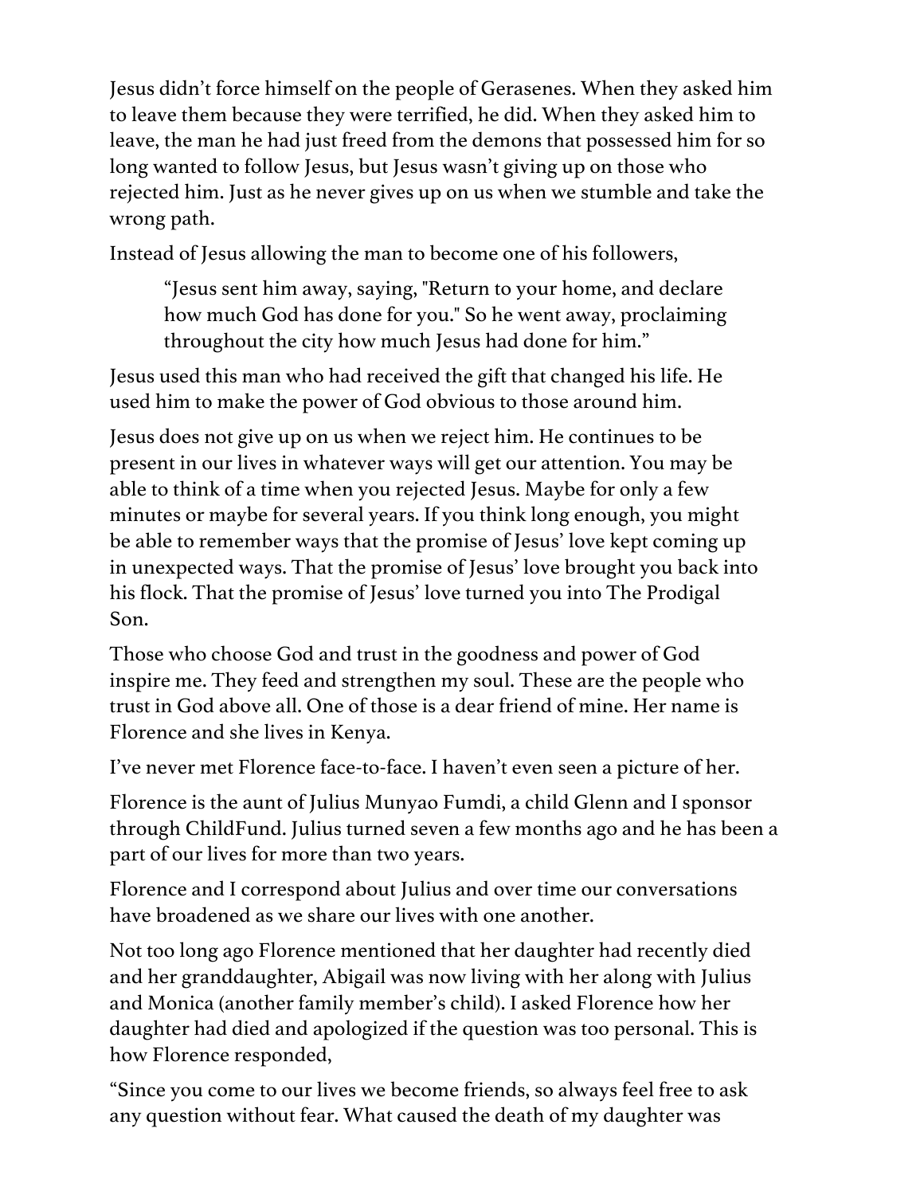Jesus didn't force himself on the people of Gerasenes. When they asked him to leave them because they were terrified, he did. When they asked him to leave, the man he had just freed from the demons that possessed him for so long wanted to follow Jesus, but Jesus wasn't giving up on those who rejected him. Just as he never gives up on us when we stumble and take the wrong path.

Instead of Jesus allowing the man to become one of his followers,

> "Jesus sent him away, saying, "Return to your home, and declare how much God has done for you." So he went away, proclaiming throughout the city how much Jesus had done for him."

Jesus used this man who had received the gift that changed his life. He used him to make the power of God obvious to those around him.

Jesus does not give up on us when we reject him. He continues to be present in our lives in whatever ways will get our attention. You may be able to think of a time when you rejected Jesus. Maybe for only a few minutes or maybe for several years. If you think long enough, you might be able to remember ways that the promise of Jesus' love kept coming up in unexpected ways. That the promise of Jesus' love brought you back into his flock. That the promise of Jesus' love turned you into The Prodigal Son.

Those who choose God and trust in the goodness and power of God inspire me. They feed and strengthen my soul. These are the people who trust in God above all. One of those is a dear friend of mine. Her name is Florence and she lives in Kenya.

I've never met Florence face-to-face. I haven't even seen a picture of her.

Florence is the aunt of Julius Munyao Fumdi, a child Glenn and I sponsor through ChildFund. Julius turned seven a few months ago and he has been a part of our lives for more than two years.

Florence and I correspond about Julius and over time our conversations have broadened as we share our lives with one another.

Not too long ago Florence mentioned that her daughter had recently died and her granddaughter, Abigail was now living with her along with Julius and Monica (another family member's child). I asked Florence how her daughter had died and apologized if the question was too personal. This is how Florence responded,

"Since you come to our lives we become friends, so always feel free to ask any question without fear. What caused the death of my daughter was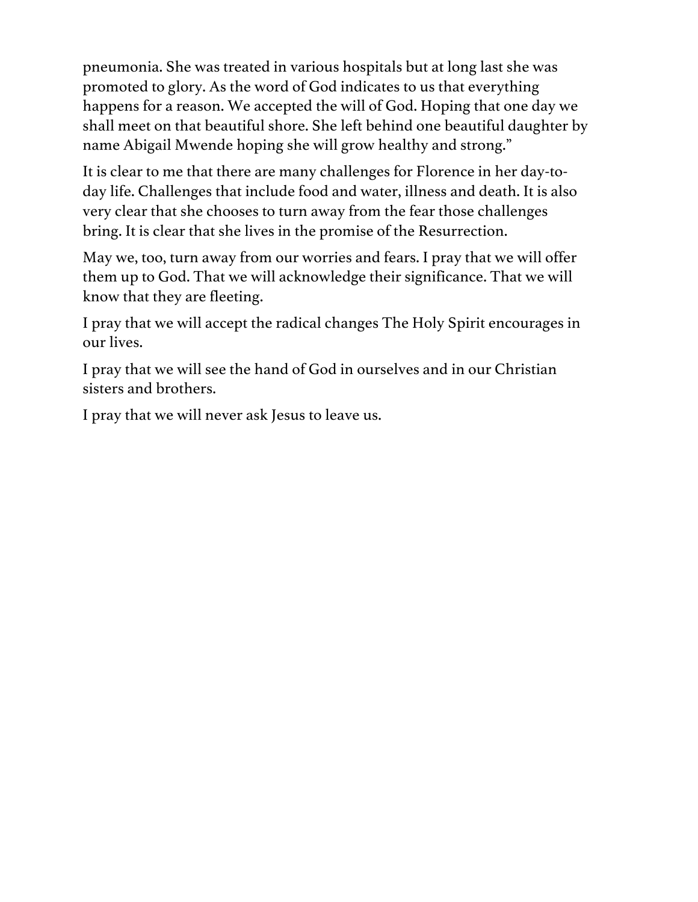pneumonia. She was treated in various hospitals but at long last she was promoted to glory. As the word of God indicates to us that everything happens for a reason. We accepted the will of God. Hoping that one day we shall meet on that beautiful shore. She left behind one beautiful daughter by name Abigail Mwende hoping she will grow healthy and strong."

It is clear to me that there are many challenges for Florence in her day-to-day life. Challenges that include food and water, illness and death. It is also very clear that she chooses to turn away from the fear those challenges bring. It is clear that she lives in the promise of the Resurrection.

May we, too, turn away from our worries and fears. I pray that we will offer them up to God. That we will acknowledge their significance. That we will know that they are fleeting.

I pray that we will accept the radical changes The Holy Spirit encourages in our lives.

I pray that we will see the hand of God in ourselves and in our Christian sisters and brothers.

I pray that we will never ask Jesus to leave us.